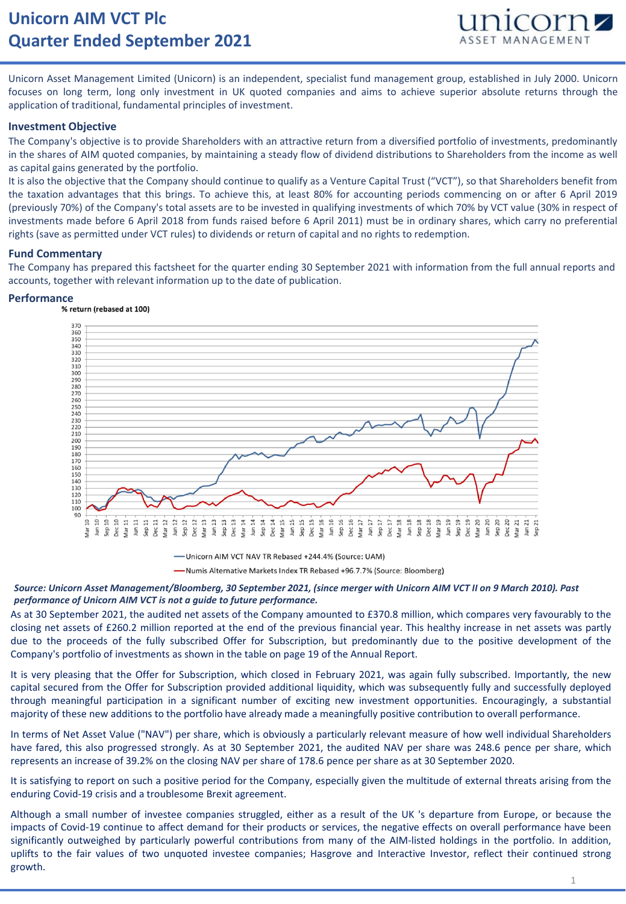# Unicorn AIM VCT Plc
# Quarter Ended September 2021

Unicorn Asset Management Limited (Unicorn) is an independent, specialist fund management group, established in July 2000. Unicorn focuses on long term, long only investment in UK quoted companies and aims to achieve superior absolute returns through the application of traditional, fundamental principles of investment.

### Investment Objective

The Company's objective is to provide Shareholders with an attractive return from a diversified portfolio of investments, predominantly in the shares of AIM quoted companies, by maintaining a steady flow of dividend distributions to Shareholders from the income as well as capital gains generated by the portfolio.

It is also the objective that the Company should continue to qualify as a Venture Capital Trust ("VCT"), so that Shareholders benefit from the taxation advantages that this brings. To achieve this, at least 80% for accounting periods commencing on or after 6 April 2019 (previously 70%) of the Company's total assets are to be invested in qualifying investments of which 70% by VCT value (30% in respect of investments made before 6 April 2018 from funds raised before 6 April 2011) must be in ordinary shares, which carry no preferential rights (save as permitted under VCT rules) to dividends or return of capital and no rights to redemption.

### Fund Commentary

The Company has prepared this factsheet for the quarter ending 30 September 2021 with information from the full annual reports and accounts, together with relevant information up to the date of publication.

### Performance

**% return (rebased at 100)**

—Unicorn AIM VCT NAV TR Rebased +244.4% (Source: UAM)

—Numis Alternative Markets Index TR Rebased +96.7.7% (Source: Bloomberg)

***Source: Unicorn Asset Management/Bloomberg, 30 September 2021, (since merger with Unicorn AIM VCT II on 9 March 2010). Past performance of Unicorn AIM VCT is not a guide to future performance.***

As at 30 September 2021, the audited net assets of the Company amounted to £370.8 million, which compares very favourably to the closing net assets of £260.2 million reported at the end of the previous financial year. This healthy increase in net assets was partly due to the proceeds of the fully subscribed Offer for Subscription, but predominantly due to the positive development of the Company's portfolio of investments as shown in the table on page 19 of the Annual Report.

It is very pleasing that the Offer for Subscription, which closed in February 2021, was again fully subscribed. Importantly, the new capital secured from the Offer for Subscription provided additional liquidity, which was subsequently fully and successfully deployed through meaningful participation in a significant number of exciting new investment opportunities. Encouragingly, a substantial majority of these new additions to the portfolio have already made a meaningfully positive contribution to overall performance.

In terms of Net Asset Value ("NAV") per share, which is obviously a particularly relevant measure of how well individual Shareholders have fared, this also progressed strongly. As at 30 September 2021, the audited NAV per share was 248.6 pence per share, which represents an increase of 39.2% on the closing NAV per share of 178.6 pence per share as at 30 September 2020.

It is satisfying to report on such a positive period for the Company, especially given the multitude of external threats arising from the enduring Covid-19 crisis and a troublesome Brexit agreement.

Although a small number of investee companies struggled, either as a result of the UK 's departure from Europe, or because the impacts of Covid-19 continue to affect demand for their products or services, the negative effects on overall performance have been significantly outweighed by particularly powerful contributions from many of the AIM-listed holdings in the portfolio. In addition, uplifts to the fair values of two unquoted investee companies; Hasgrove and Interactive Investor, reflect their continued strong growth.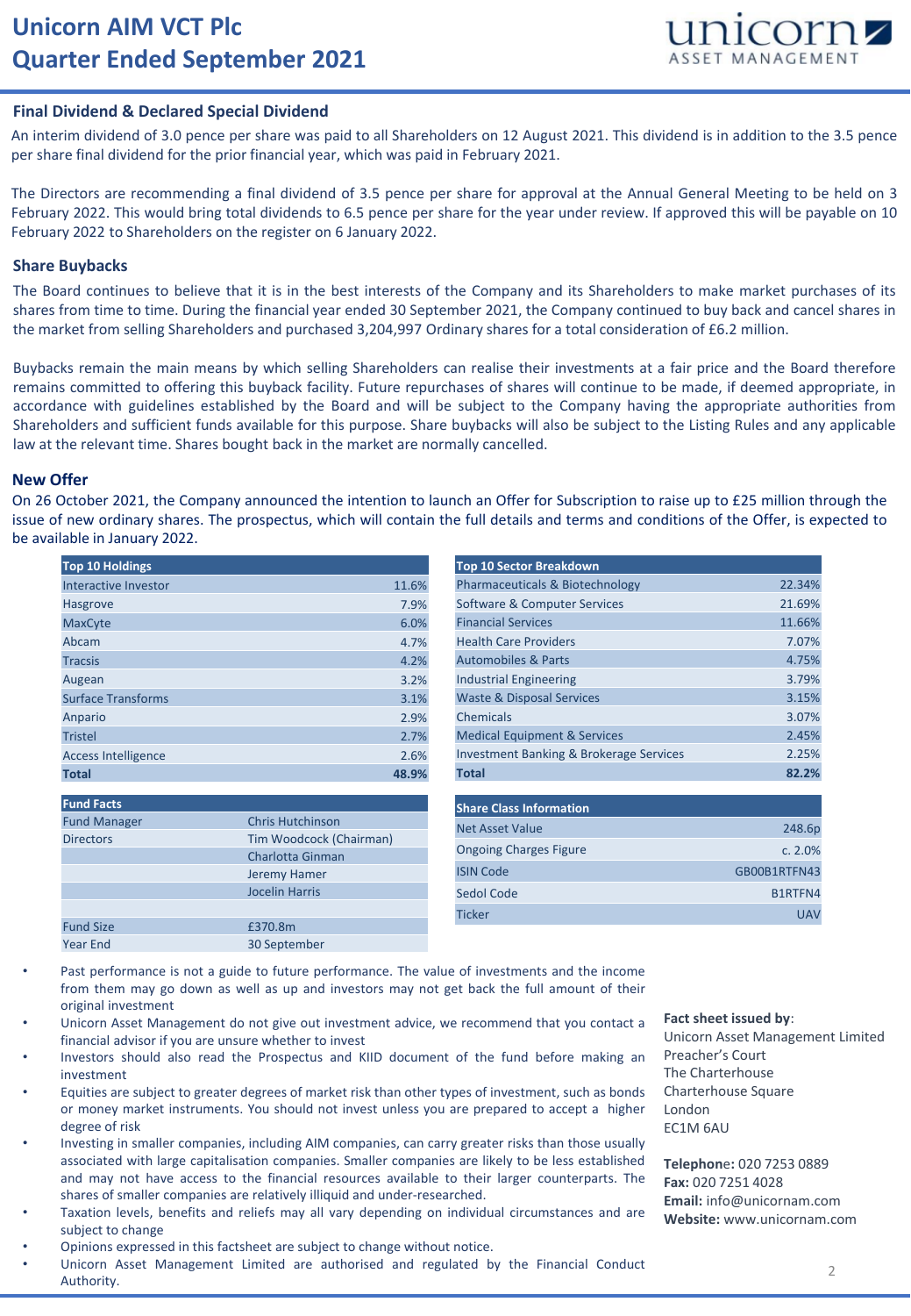# Unicorn AIM VCT Plc
# Quarter Ended September 2021

## Final Dividend & Declared Special Dividend

An interim dividend of 3.0 pence per share was paid to all Shareholders on 12 August 2021. This dividend is in addition to the 3.5 pence per share final dividend for the prior financial year, which was paid in February 2021.

The Directors are recommending a final dividend of 3.5 pence per share for approval at the Annual General Meeting to be held on 3 February 2022. This would bring total dividends to 6.5 pence per share for the year under review. If approved this will be payable on 10 February 2022 to Shareholders on the register on 6 January 2022.

## Share Buybacks

The Board continues to believe that it is in the best interests of the Company and its Shareholders to make market purchases of its shares from time to time. During the financial year ended 30 September 2021, the Company continued to buy back and cancel shares in the market from selling Shareholders and purchased 3,204,997 Ordinary shares for a total consideration of £6.2 million.

Buybacks remain the main means by which selling Shareholders can realise their investments at a fair price and the Board therefore remains committed to offering this buyback facility. Future repurchases of shares will continue to be made, if deemed appropriate, in accordance with guidelines established by the Board and will be subject to the Company having the appropriate authorities from Shareholders and sufficient funds available for this purpose. Share buybacks will also be subject to the Listing Rules and any applicable law at the relevant time. Shares bought back in the market are normally cancelled.

## New Offer

On 26 October 2021, the Company announced the intention to launch an Offer for Subscription to raise up to £25 million through the issue of new ordinary shares. The prospectus, which will contain the full details and terms and conditions of the Offer, is expected to be available in January 2022.

| Top 10 Holdings | |
|---|---|
| Interactive Investor | 11.6% |
| Hasgrove | 7.9% |
| MaxCyte | 6.0% |
| Abcam | 4.7% |
| Tracsis | 4.2% |
| Augean | 3.2% |
| Surface Transforms | 3.1% |
| Anpario | 2.9% |
| Tristel | 2.7% |
| Access Intelligence | 2.6% |
| **Total** | **48.9%** |

| Top 10 Sector Breakdown | |
|---|---|
| Pharmaceuticals & Biotechnology | 22.34% |
| Software & Computer Services | 21.69% |
| Financial Services | 11.66% |
| Health Care Providers | 7.07% |
| Automobiles & Parts | 4.75% |
| Industrial Engineering | 3.79% |
| Waste & Disposal Services | 3.15% |
| Chemicals | 3.07% |
| Medical Equipment & Services | 2.45% |
| Investment Banking & Brokerage Services | 2.25% |
| **Total** | **82.2%** |

| Fund Facts | |
|---|---|
| Fund Manager | Chris Hutchinson |
| Directors | Tim Woodcock (Chairman) |
| | Charlotta Ginman |
| | Jeremy Hamer |
| | Jocelin Harris |
| | |
| Fund Size | £370.8m |
| Year End | 30 September |

| Share Class Information | |
|---|---|
| Net Asset Value | 248.6p |
| Ongoing Charges Figure | c. 2.0% |
| ISIN Code | GB00B1RTFN43 |
| Sedol Code | B1RTFN4 |
| Ticker | UAV |

- Past performance is not a guide to future performance. The value of investments and the income from them may go down as well as up and investors may not get back the full amount of their original investment
- Unicorn Asset Management do not give out investment advice, we recommend that you contact a financial advisor if you are unsure whether to invest
- Investors should also read the Prospectus and KIID document of the fund before making an investment
- Equities are subject to greater degrees of market risk than other types of investment, such as bonds or money market instruments. You should not invest unless you are prepared to accept a higher degree of risk
- Investing in smaller companies, including AIM companies, can carry greater risks than those usually associated with large capitalisation companies. Smaller companies are likely to be less established and may not have access to the financial resources available to their larger counterparts. The shares of smaller companies are relatively illiquid and under-researched.
- Taxation levels, benefits and reliefs may all vary depending on individual circumstances and are subject to change
- Opinions expressed in this factsheet are subject to change without notice.
- Unicorn Asset Management Limited are authorised and regulated by the Financial Conduct Authority.

**Fact sheet issued by**:
Unicorn Asset Management Limited
Preacher's Court
The Charterhouse
Charterhouse Square
London
EC1M 6AU

**Telephone:** 020 7253 0889
**Fax:** 020 7251 4028
**Email:** info@unicornam.com
**Website:** www.unicornam.com